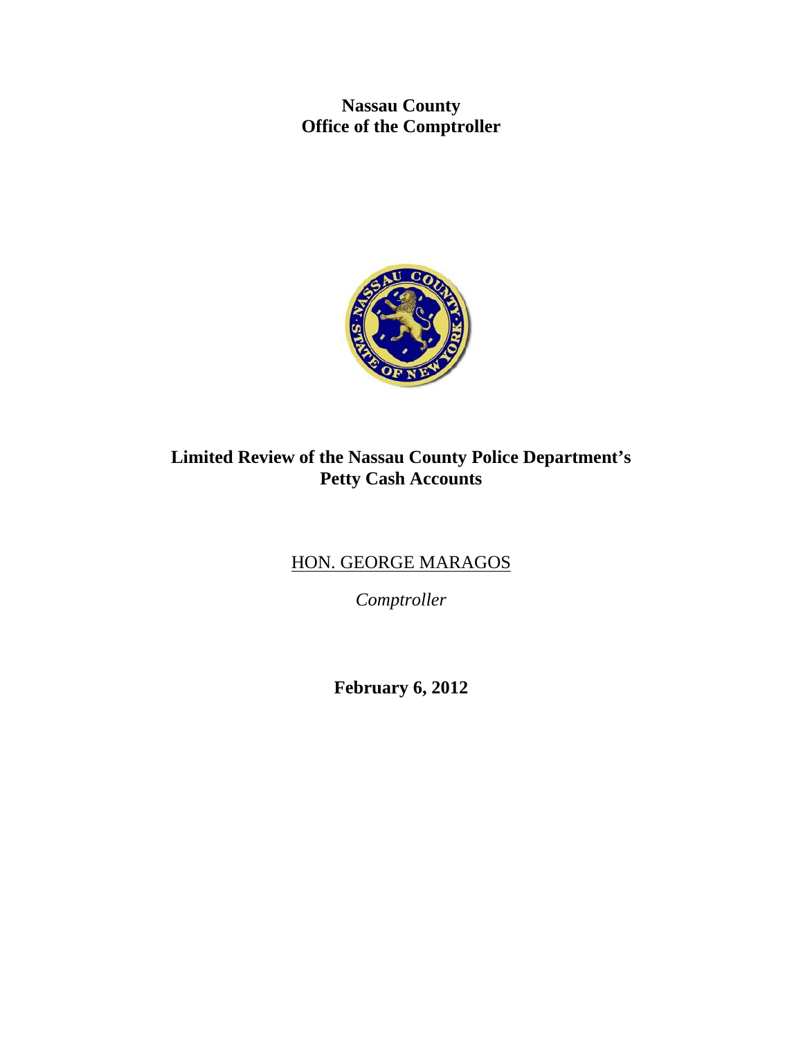**Nassau County**
**Office of the Comptroller**

# Limited Review of the Nassau County Police Department's Petty Cash Accounts

HON. GEORGE MARAGOS

*Comptroller*

**February 6, 2012**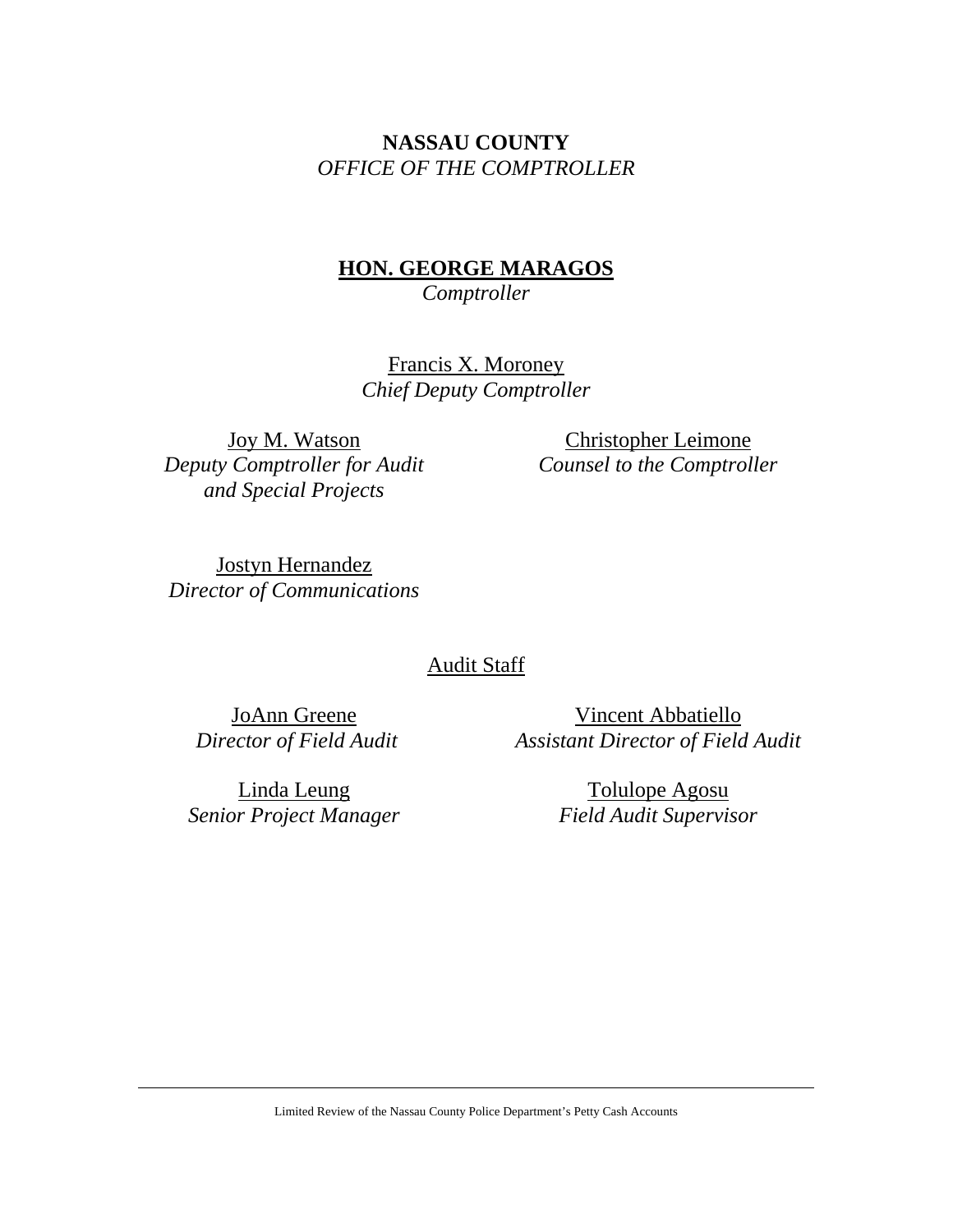**NASSAU COUNTY**
*OFFICE OF THE COMPTROLLER*

**HON. GEORGE MARAGOS**
*Comptroller*

Francis X. Moroney
*Chief Deputy Comptroller*

Joy M. Watson
*Deputy Comptroller for Audit and Special Projects*

Christopher Leimone
*Counsel to the Comptroller*

Jostyn Hernandez
*Director of Communications*

Audit Staff

JoAnn Greene
*Director of Field Audit*

Vincent Abbatiello
*Assistant Director of Field Audit*

Linda Leung
*Senior Project Manager*

Tolulope Agosu
*Field Audit Supervisor*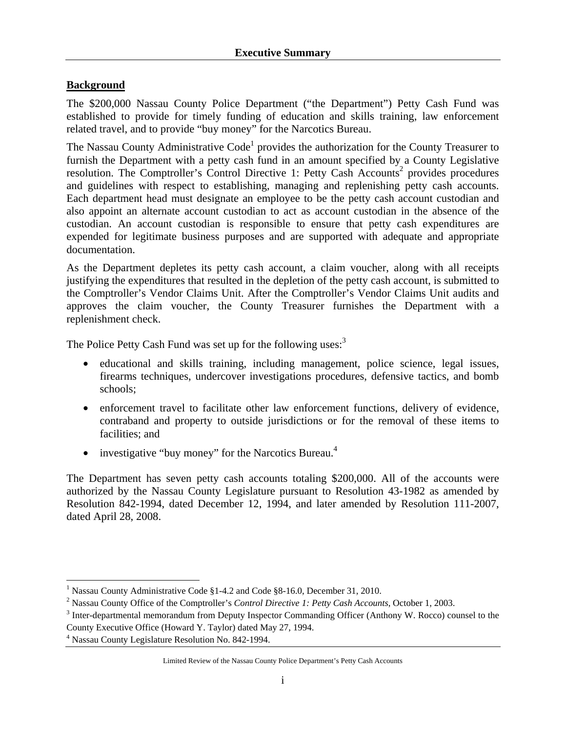## Executive Summary

### Background

The $200,000 Nassau County Police Department ("the Department") Petty Cash Fund was established to provide for timely funding of education and skills training, law enforcement related travel, and to provide "buy money" for the Narcotics Bureau.

The Nassau County Administrative Code[1] provides the authorization for the County Treasurer to furnish the Department with a petty cash fund in an amount specified by a County Legislative resolution. The Comptroller's Control Directive 1: Petty Cash Accounts[2] provides procedures and guidelines with respect to establishing, managing and replenishing petty cash accounts. Each department head must designate an employee to be the petty cash account custodian and also appoint an alternate account custodian to act as account custodian in the absence of the custodian. An account custodian is responsible to ensure that petty cash expenditures are expended for legitimate business purposes and are supported with adequate and appropriate documentation.

As the Department depletes its petty cash account, a claim voucher, along with all receipts justifying the expenditures that resulted in the depletion of the petty cash account, is submitted to the Comptroller's Vendor Claims Unit. After the Comptroller's Vendor Claims Unit audits and approves the claim voucher, the County Treasurer furnishes the Department with a replenishment check.

The Police Petty Cash Fund was set up for the following uses:[3]

- educational and skills training, including management, police science, legal issues, firearms techniques, undercover investigations procedures, defensive tactics, and bomb schools;
- enforcement travel to facilitate other law enforcement functions, delivery of evidence, contraband and property to outside jurisdictions or for the removal of these items to facilities; and
- investigative "buy money" for the Narcotics Bureau.[4]

The Department has seven petty cash accounts totaling $200,000. All of the accounts were authorized by the Nassau County Legislature pursuant to Resolution 43-1982 as amended by Resolution 842-1994, dated December 12, 1994, and later amended by Resolution 111-2007, dated April 28, 2008.

---

[1] Nassau County Administrative Code §1-4.2 and Code §8-16.0, December 31, 2010.

[2] Nassau County Office of the Comptroller's *Control Directive 1: Petty Cash Accounts*, October 1, 2003.

[3] Inter-departmental memorandum from Deputy Inspector Commanding Officer (Anthony W. Rocco) counsel to the County Executive Office (Howard Y. Taylor) dated May 27, 1994.

[4] Nassau County Legislature Resolution No. 842-1994.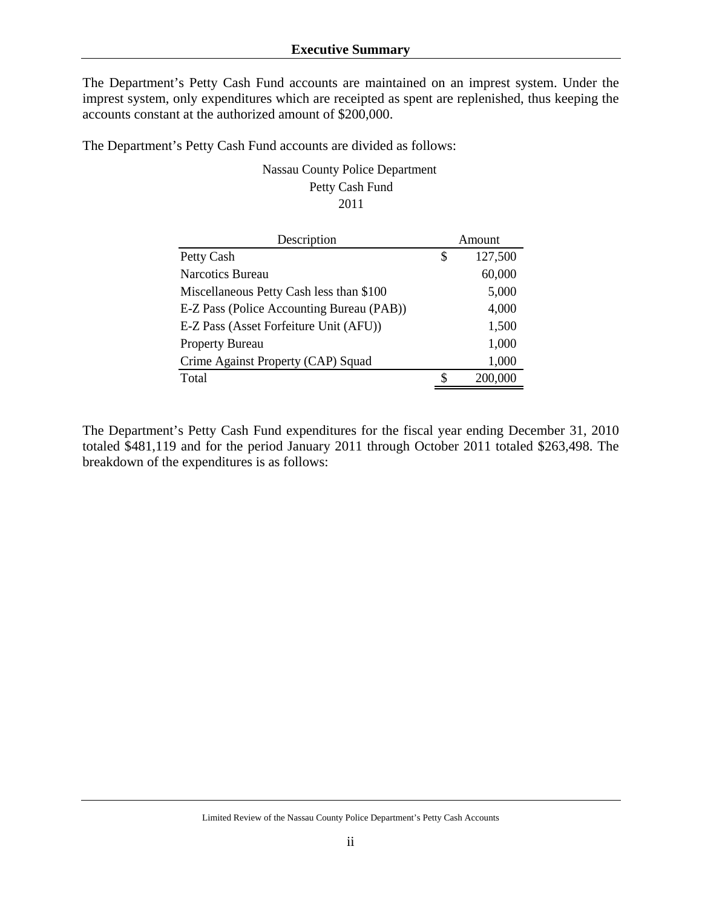## Executive Summary

The Department's Petty Cash Fund accounts are maintained on an imprest system. Under the imprest system, only expenditures which are receipted as spent are replenished, thus keeping the accounts constant at the authorized amount of $200,000.

The Department's Petty Cash Fund accounts are divided as follows:

Nassau County Police Department
Petty Cash Fund
2011

| Description | Amount |
|---|---|
| Petty Cash | $ 127,500 |
| Narcotics Bureau | 60,000 |
| Miscellaneous Petty Cash less than $100 | 5,000 |
| E-Z Pass (Police Accounting Bureau (PAB)) | 4,000 |
| E-Z Pass (Asset Forfeiture Unit (AFU)) | 1,500 |
| Property Bureau | 1,000 |
| Crime Against Property (CAP) Squad | 1,000 |
| Total | $ 200,000 |

The Department's Petty Cash Fund expenditures for the fiscal year ending December 31, 2010 totaled $481,119 and for the period January 2011 through October 2011 totaled $263,498. The breakdown of the expenditures is as follows: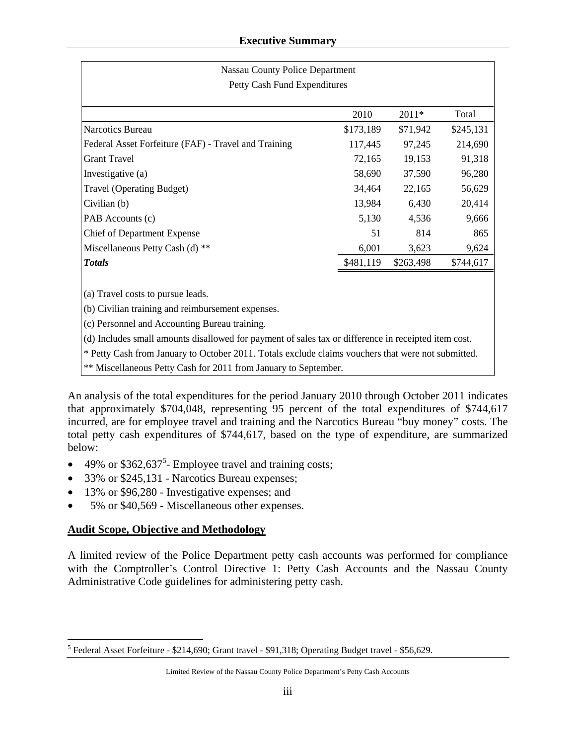## Executive Summary

| Nassau County Police Department<br>Petty Cash Fund Expenditures | | | |
|---|---|---|---|
| | 2010 | 2011* | Total |
| Narcotics Bureau | $173,189 | $71,942 | $245,131 |
| Federal Asset Forfeiture (FAF) - Travel and Training | 117,445 | 97,245 | 214,690 |
| Grant Travel | 72,165 | 19,153 | 91,318 |
| Investigative (a) | 58,690 | 37,590 | 96,280 |
| Travel (Operating Budget) | 34,464 | 22,165 | 56,629 |
| Civilian (b) | 13,984 | 6,430 | 20,414 |
| PAB Accounts (c) | 5,130 | 4,536 | 9,666 |
| Chief of Department Expense | 51 | 814 | 865 |
| Miscellaneous Petty Cash (d) ** | 6,001 | 3,623 | 9,624 |
| ***Totals*** | $481,119 | $263,498 | $744,617 |

(a) Travel costs to pursue leads.
(b) Civilian training and reimbursement expenses.
(c) Personnel and Accounting Bureau training.
(d) Includes small amounts disallowed for payment of sales tax or difference in receipted item cost.
* Petty Cash from January to October 2011. Totals exclude claims vouchers that were not submitted.
** Miscellaneous Petty Cash for 2011 from January to September.

An analysis of the total expenditures for the period January 2010 through October 2011 indicates that approximately $704,048, representing 95 percent of the total expenditures of $744,617 incurred, are for employee travel and training and the Narcotics Bureau "buy money" costs. The total petty cash expenditures of $744,617, based on the type of expenditure, are summarized below:

- 49% or $362,637[5] - Employee travel and training costs;
- 33% or $245,131 - Narcotics Bureau expenses;
- 13% or $96,280 - Investigative expenses; and
- 5% or $40,569 - Miscellaneous other expenses.

**Audit Scope, Objective and Methodology**

A limited review of the Police Department petty cash accounts was performed for compliance with the Comptroller's Control Directive 1: Petty Cash Accounts and the Nassau County Administrative Code guidelines for administering petty cash.

[5] Federal Asset Forfeiture - $214,690; Grant travel - $91,318; Operating Budget travel - $56,629.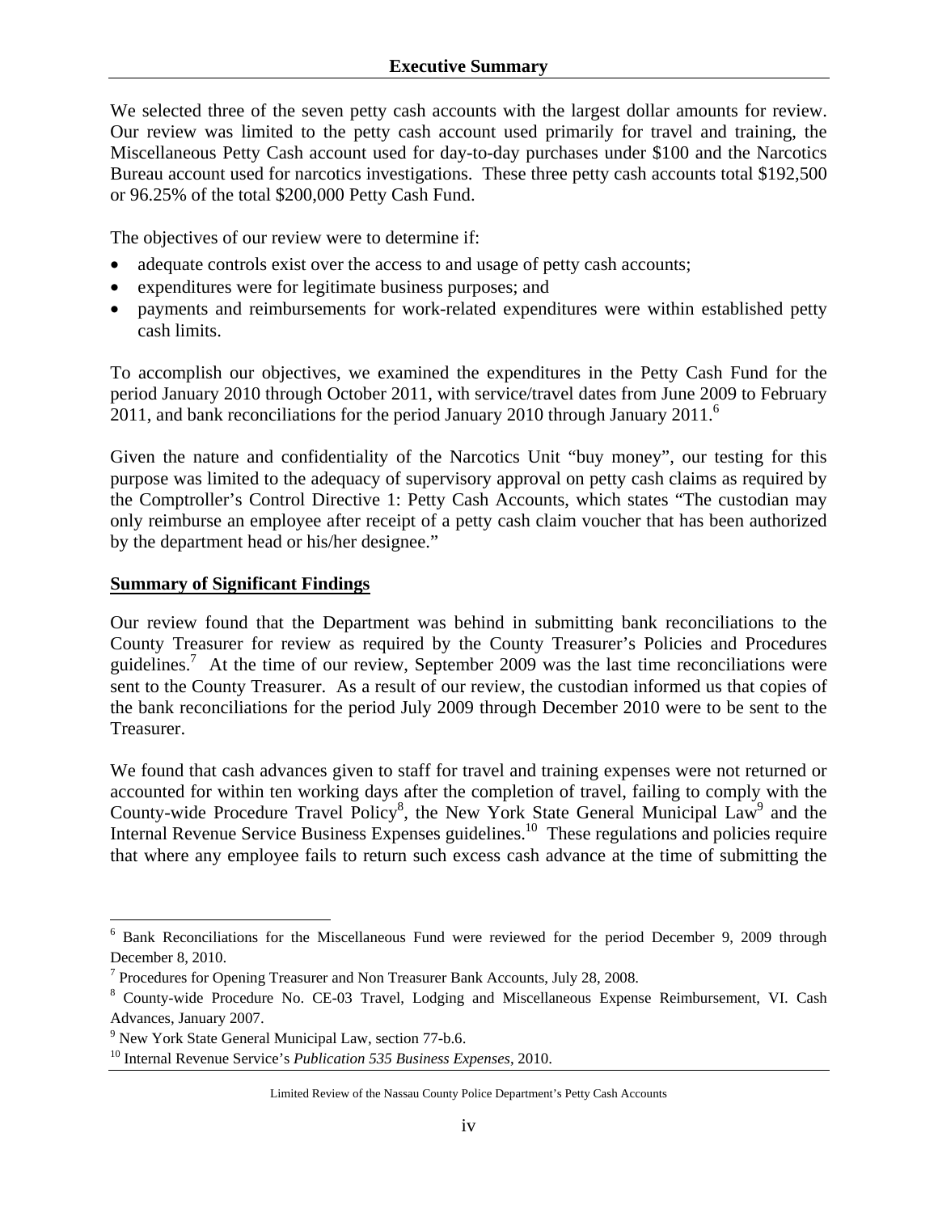## Executive Summary

We selected three of the seven petty cash accounts with the largest dollar amounts for review. Our review was limited to the petty cash account used primarily for travel and training, the Miscellaneous Petty Cash account used for day-to-day purchases under $100 and the Narcotics Bureau account used for narcotics investigations. These three petty cash accounts total $192,500 or 96.25% of the total $200,000 Petty Cash Fund.

The objectives of our review were to determine if:

- adequate controls exist over the access to and usage of petty cash accounts;
- expenditures were for legitimate business purposes; and
- payments and reimbursements for work-related expenditures were within established petty cash limits.

To accomplish our objectives, we examined the expenditures in the Petty Cash Fund for the period January 2010 through October 2011, with service/travel dates from June 2009 to February 2011, and bank reconciliations for the period January 2010 through January 2011.[6]

Given the nature and confidentiality of the Narcotics Unit "buy money", our testing for this purpose was limited to the adequacy of supervisory approval on petty cash claims as required by the Comptroller's Control Directive 1: Petty Cash Accounts, which states "The custodian may only reimburse an employee after receipt of a petty cash claim voucher that has been authorized by the department head or his/her designee."

**Summary of Significant Findings**

Our review found that the Department was behind in submitting bank reconciliations to the County Treasurer for review as required by the County Treasurer's Policies and Procedures guidelines.[7] At the time of our review, September 2009 was the last time reconciliations were sent to the County Treasurer. As a result of our review, the custodian informed us that copies of the bank reconciliations for the period July 2009 through December 2010 were to be sent to the Treasurer.

We found that cash advances given to staff for travel and training expenses were not returned or accounted for within ten working days after the completion of travel, failing to comply with the County-wide Procedure Travel Policy[8], the New York State General Municipal Law[9] and the Internal Revenue Service Business Expenses guidelines.[10] These regulations and policies require that where any employee fails to return such excess cash advance at the time of submitting the

---

[6] Bank Reconciliations for the Miscellaneous Fund were reviewed for the period December 9, 2009 through December 8, 2010.

[7] Procedures for Opening Treasurer and Non Treasurer Bank Accounts, July 28, 2008.

[8] County-wide Procedure No. CE-03 Travel, Lodging and Miscellaneous Expense Reimbursement, VI. Cash Advances, January 2007.

[9] New York State General Municipal Law, section 77-b.6.

[10] Internal Revenue Service's *Publication 535 Business Expenses*, 2010.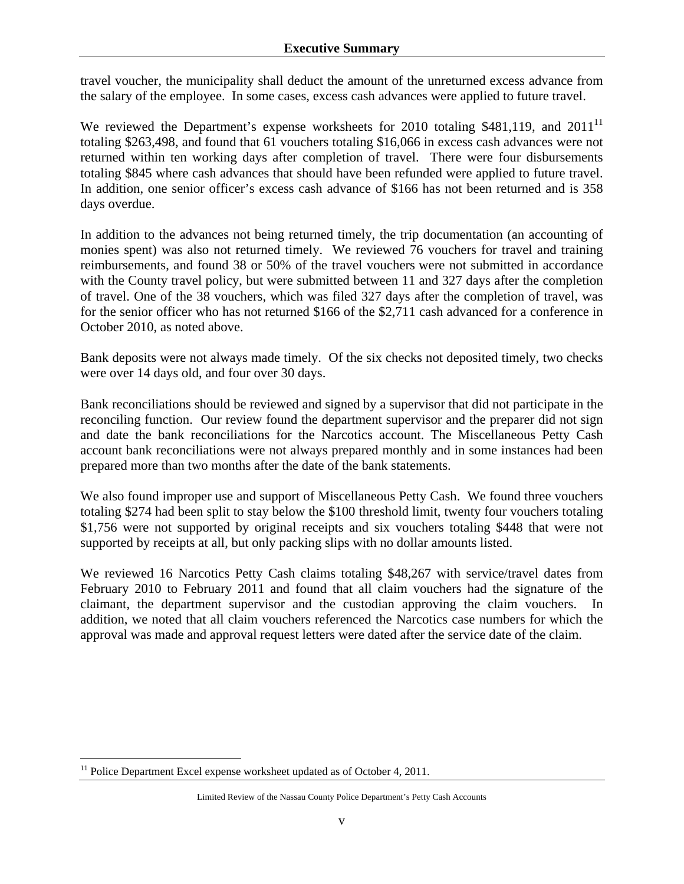travel voucher, the municipality shall deduct the amount of the unreturned excess advance from the salary of the employee. In some cases, excess cash advances were applied to future travel.

We reviewed the Department's expense worksheets for 2010 totaling $481,119, and 2011[11] totaling $263,498, and found that 61 vouchers totaling $16,066 in excess cash advances were not returned within ten working days after completion of travel. There were four disbursements totaling $845 where cash advances that should have been refunded were applied to future travel. In addition, one senior officer's excess cash advance of $166 has not been returned and is 358 days overdue.

In addition to the advances not being returned timely, the trip documentation (an accounting of monies spent) was also not returned timely. We reviewed 76 vouchers for travel and training reimbursements, and found 38 or 50% of the travel vouchers were not submitted in accordance with the County travel policy, but were submitted between 11 and 327 days after the completion of travel. One of the 38 vouchers, which was filed 327 days after the completion of travel, was for the senior officer who has not returned $166 of the $2,711 cash advanced for a conference in October 2010, as noted above.

Bank deposits were not always made timely. Of the six checks not deposited timely, two checks were over 14 days old, and four over 30 days.

Bank reconciliations should be reviewed and signed by a supervisor that did not participate in the reconciling function. Our review found the department supervisor and the preparer did not sign and date the bank reconciliations for the Narcotics account. The Miscellaneous Petty Cash account bank reconciliations were not always prepared monthly and in some instances had been prepared more than two months after the date of the bank statements.

We also found improper use and support of Miscellaneous Petty Cash. We found three vouchers totaling $274 had been split to stay below the $100 threshold limit, twenty four vouchers totaling $1,756 were not supported by original receipts and six vouchers totaling $448 that were not supported by receipts at all, but only packing slips with no dollar amounts listed.

We reviewed 16 Narcotics Petty Cash claims totaling $48,267 with service/travel dates from February 2010 to February 2011 and found that all claim vouchers had the signature of the claimant, the department supervisor and the custodian approving the claim vouchers. In addition, we noted that all claim vouchers referenced the Narcotics case numbers for which the approval was made and approval request letters were dated after the service date of the claim.

[11] Police Department Excel expense worksheet updated as of October 4, 2011.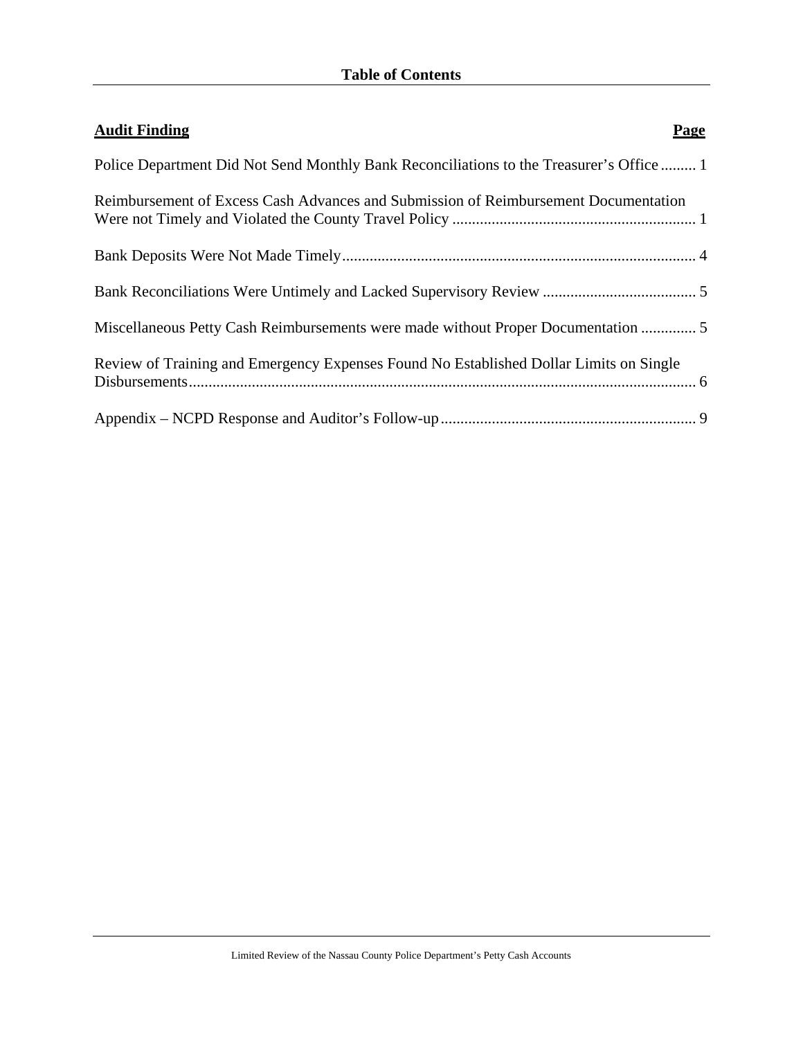# Table of Contents

| Audit Finding | Page |
| --- | --- |
| Police Department Did Not Send Monthly Bank Reconciliations to the Treasurer's Office | 1 |
| Reimbursement of Excess Cash Advances and Submission of Reimbursement Documentation Were not Timely and Violated the County Travel Policy | 1 |
| Bank Deposits Were Not Made Timely | 4 |
| Bank Reconciliations Were Untimely and Lacked Supervisory Review | 5 |
| Miscellaneous Petty Cash Reimbursements were made without Proper Documentation | 5 |
| Review of Training and Emergency Expenses Found No Established Dollar Limits on Single Disbursements | 6 |
| Appendix – NCPD Response and Auditor's Follow-up | 9 |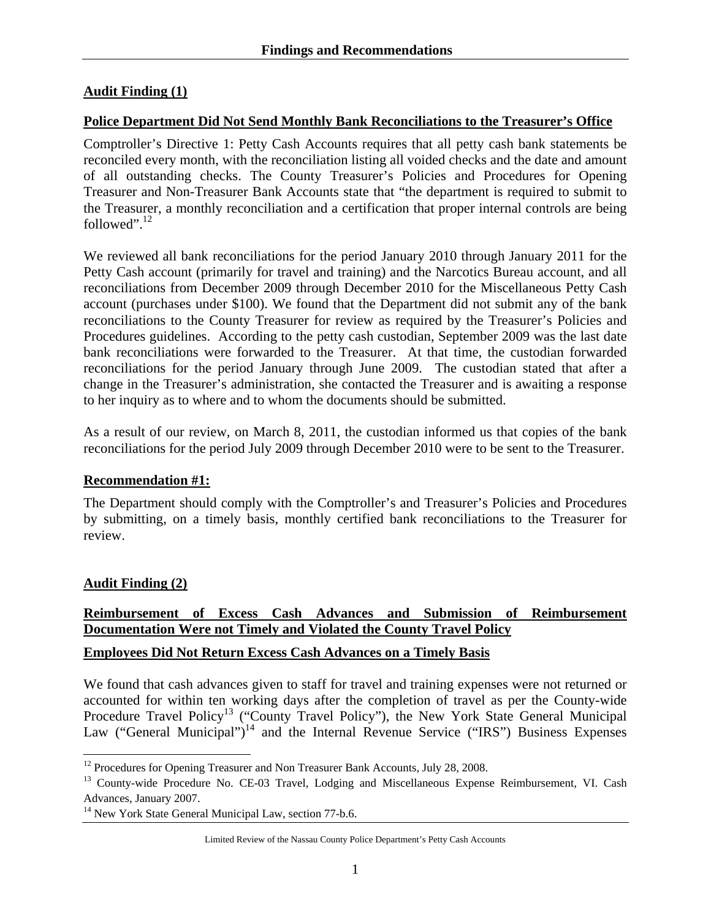## Findings and Recommendations

### Audit Finding (1)

### Police Department Did Not Send Monthly Bank Reconciliations to the Treasurer's Office

Comptroller's Directive 1: Petty Cash Accounts requires that all petty cash bank statements be reconciled every month, with the reconciliation listing all voided checks and the date and amount of all outstanding checks. The County Treasurer's Policies and Procedures for Opening Treasurer and Non-Treasurer Bank Accounts state that "the department is required to submit to the Treasurer, a monthly reconciliation and a certification that proper internal controls are being followed".[12]

We reviewed all bank reconciliations for the period January 2010 through January 2011 for the Petty Cash account (primarily for travel and training) and the Narcotics Bureau account, and all reconciliations from December 2009 through December 2010 for the Miscellaneous Petty Cash account (purchases under $100). We found that the Department did not submit any of the bank reconciliations to the County Treasurer for review as required by the Treasurer's Policies and Procedures guidelines. According to the petty cash custodian, September 2009 was the last date bank reconciliations were forwarded to the Treasurer. At that time, the custodian forwarded reconciliations for the period January through June 2009. The custodian stated that after a change in the Treasurer's administration, she contacted the Treasurer and is awaiting a response to her inquiry as to where and to whom the documents should be submitted.

As a result of our review, on March 8, 2011, the custodian informed us that copies of the bank reconciliations for the period July 2009 through December 2010 were to be sent to the Treasurer.

### Recommendation #1:

The Department should comply with the Comptroller's and Treasurer's Policies and Procedures by submitting, on a timely basis, monthly certified bank reconciliations to the Treasurer for review.

### Audit Finding (2)

### Reimbursement of Excess Cash Advances and Submission of Reimbursement Documentation Were not Timely and Violated the County Travel Policy

### Employees Did Not Return Excess Cash Advances on a Timely Basis

We found that cash advances given to staff for travel and training expenses were not returned or accounted for within ten working days after the completion of travel as per the County-wide Procedure Travel Policy[13] ("County Travel Policy"), the New York State General Municipal Law ("General Municipal")[14] and the Internal Revenue Service ("IRS") Business Expenses

---

[12] Procedures for Opening Treasurer and Non Treasurer Bank Accounts, July 28, 2008.

[13] County-wide Procedure No. CE-03 Travel, Lodging and Miscellaneous Expense Reimbursement, VI. Cash Advances, January 2007.

[14] New York State General Municipal Law, section 77-b.6.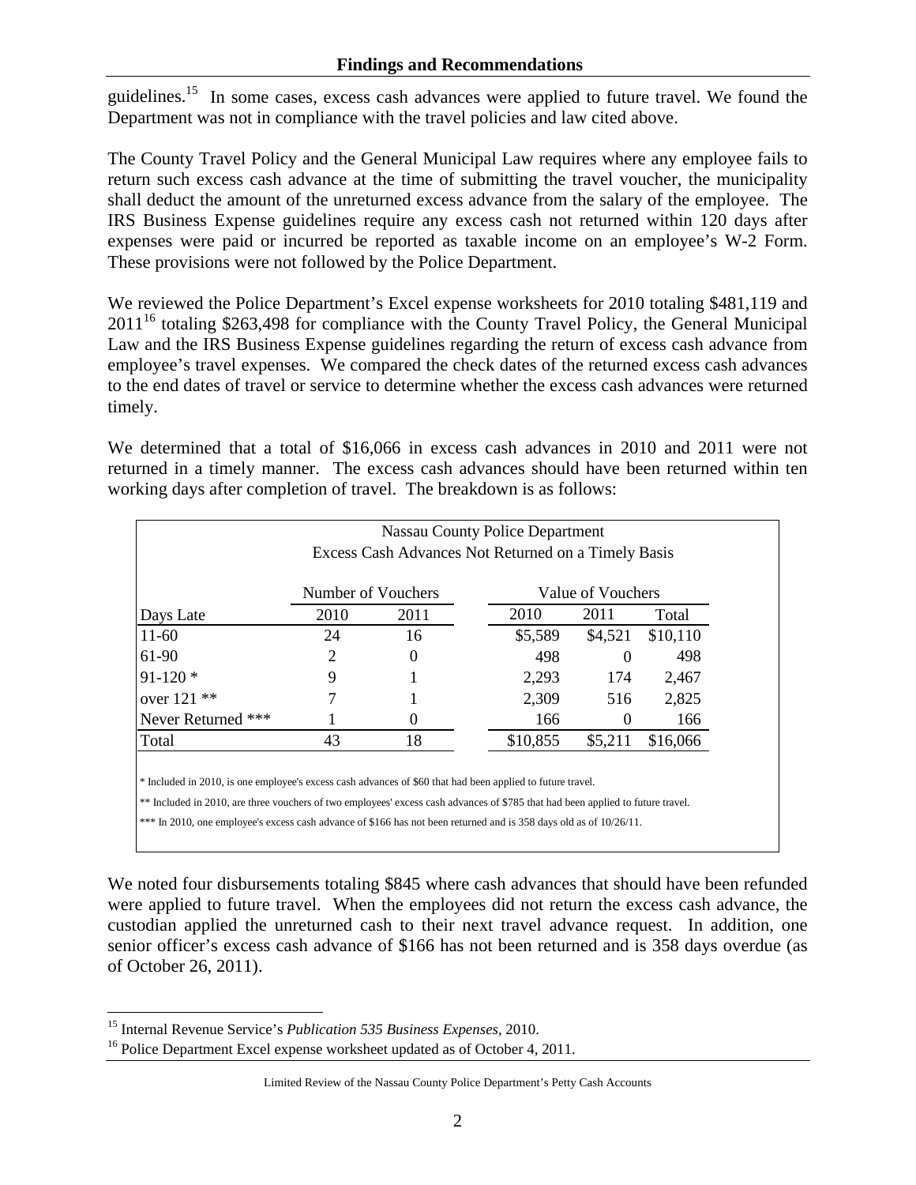guidelines.[15] In some cases, excess cash advances were applied to future travel. We found the Department was not in compliance with the travel policies and law cited above.

The County Travel Policy and the General Municipal Law requires where any employee fails to return such excess cash advance at the time of submitting the travel voucher, the municipality shall deduct the amount of the unreturned excess advance from the salary of the employee. The IRS Business Expense guidelines require any excess cash not returned within 120 days after expenses were paid or incurred be reported as taxable income on an employee's W-2 Form. These provisions were not followed by the Police Department.

We reviewed the Police Department's Excel expense worksheets for 2010 totaling $481,119 and 2011[16] totaling $263,498 for compliance with the County Travel Policy, the General Municipal Law and the IRS Business Expense guidelines regarding the return of excess cash advance from employee's travel expenses. We compared the check dates of the returned excess cash advances to the end dates of travel or service to determine whether the excess cash advances were returned timely.

We determined that a total of $16,066 in excess cash advances in 2010 and 2011 were not returned in a timely manner. The excess cash advances should have been returned within ten working days after completion of travel. The breakdown is as follows:

Nassau County Police Department
Excess Cash Advances Not Returned on a Timely Basis

| | Number of Vouchers | | Value of Vouchers | | |
|---|---|---|---|---|---|
| Days Late | 2010 | 2011 | 2010 | 2011 | Total |
| 11-60 | 24 | 16 | $5,589 | $4,521 | $10,110 |
| 61-90 | 2 | 0 | 498 | 0 | 498 |
| 91-120 * | 9 | 1 | 2,293 | 174 | 2,467 |
| over 121 ** | 7 | 1 | 2,309 | 516 | 2,825 |
| Never Returned *** | 1 | 0 | 166 | 0 | 166 |
| Total | 43 | 18 | $10,855 | $5,211 | $16,066 |

\* Included in 2010, is one employee's excess cash advances of $60 that had been applied to future travel.

\*\* Included in 2010, are three vouchers of two employees' excess cash advances of $785 that had been applied to future travel.

\*\*\* In 2010, one employee's excess cash advance of $166 has not been returned and is 358 days old as of 10/26/11.

We noted four disbursements totaling $845 where cash advances that should have been refunded were applied to future travel. When the employees did not return the excess cash advance, the custodian applied the unreturned cash to their next travel advance request. In addition, one senior officer's excess cash advance of $166 has not been returned and is 358 days overdue (as of October 26, 2011).

---

[15] Internal Revenue Service's *Publication 535 Business Expenses*, 2010.

[16] Police Department Excel expense worksheet updated as of October 4, 2011.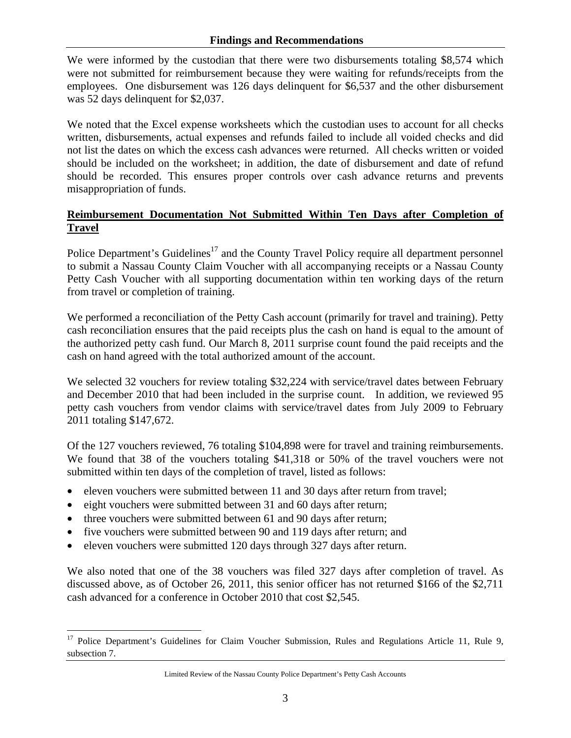We were informed by the custodian that there were two disbursements totaling $8,574 which were not submitted for reimbursement because they were waiting for refunds/receipts from the employees. One disbursement was 126 days delinquent for $6,537 and the other disbursement was 52 days delinquent for $2,037.

We noted that the Excel expense worksheets which the custodian uses to account for all checks written, disbursements, actual expenses and refunds failed to include all voided checks and did not list the dates on which the excess cash advances were returned. All checks written or voided should be included on the worksheet; in addition, the date of disbursement and date of refund should be recorded. This ensures proper controls over cash advance returns and prevents misappropriation of funds.

**Reimbursement Documentation Not Submitted Within Ten Days after Completion of Travel**

Police Department's Guidelines[17] and the County Travel Policy require all department personnel to submit a Nassau County Claim Voucher with all accompanying receipts or a Nassau County Petty Cash Voucher with all supporting documentation within ten working days of the return from travel or completion of training.

We performed a reconciliation of the Petty Cash account (primarily for travel and training). Petty cash reconciliation ensures that the paid receipts plus the cash on hand is equal to the amount of the authorized petty cash fund. Our March 8, 2011 surprise count found the paid receipts and the cash on hand agreed with the total authorized amount of the account.

We selected 32 vouchers for review totaling $32,224 with service/travel dates between February and December 2010 that had been included in the surprise count. In addition, we reviewed 95 petty cash vouchers from vendor claims with service/travel dates from July 2009 to February 2011 totaling $147,672.

Of the 127 vouchers reviewed, 76 totaling $104,898 were for travel and training reimbursements. We found that 38 of the vouchers totaling $41,318 or 50% of the travel vouchers were not submitted within ten days of the completion of travel, listed as follows:

- eleven vouchers were submitted between 11 and 30 days after return from travel;
- eight vouchers were submitted between 31 and 60 days after return;
- three vouchers were submitted between 61 and 90 days after return;
- five vouchers were submitted between 90 and 119 days after return; and
- eleven vouchers were submitted 120 days through 327 days after return.

We also noted that one of the 38 vouchers was filed 327 days after completion of travel. As discussed above, as of October 26, 2011, this senior officer has not returned $166 of the $2,711 cash advanced for a conference in October 2010 that cost $2,545.

[17] Police Department's Guidelines for Claim Voucher Submission, Rules and Regulations Article 11, Rule 9, subsection 7.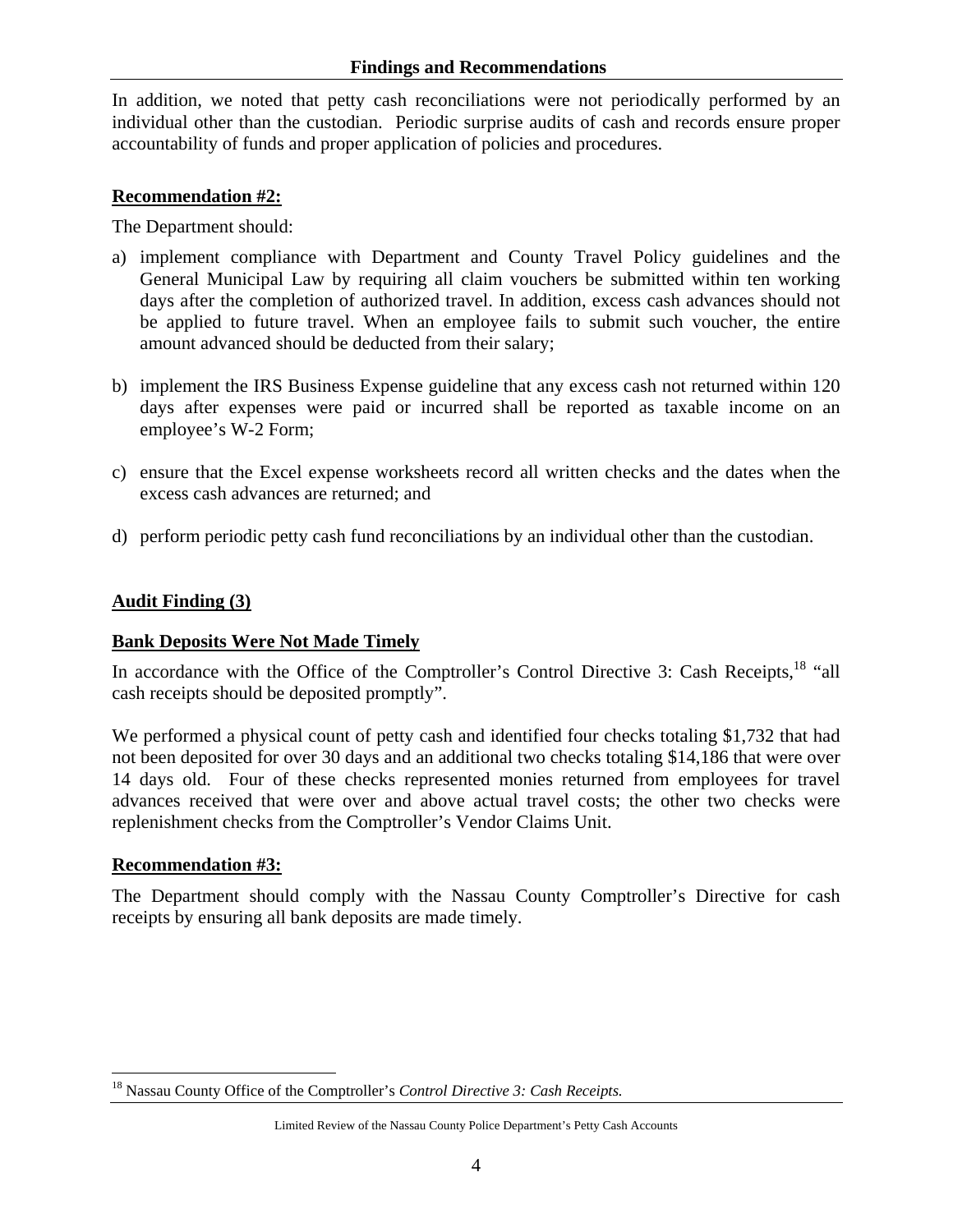In addition, we noted that petty cash reconciliations were not periodically performed by an individual other than the custodian. Periodic surprise audits of cash and records ensure proper accountability of funds and proper application of policies and procedures.

**Recommendation #2:**

The Department should:

a) implement compliance with Department and County Travel Policy guidelines and the General Municipal Law by requiring all claim vouchers be submitted within ten working days after the completion of authorized travel. In addition, excess cash advances should not be applied to future travel. When an employee fails to submit such voucher, the entire amount advanced should be deducted from their salary;

b) implement the IRS Business Expense guideline that any excess cash not returned within 120 days after expenses were paid or incurred shall be reported as taxable income on an employee's W-2 Form;

c) ensure that the Excel expense worksheets record all written checks and the dates when the excess cash advances are returned; and

d) perform periodic petty cash fund reconciliations by an individual other than the custodian.

**Audit Finding (3)**

**Bank Deposits Were Not Made Timely**

In accordance with the Office of the Comptroller's Control Directive 3: Cash Receipts,[18] "all cash receipts should be deposited promptly".

We performed a physical count of petty cash and identified four checks totaling $1,732 that had not been deposited for over 30 days and an additional two checks totaling $14,186 that were over 14 days old. Four of these checks represented monies returned from employees for travel advances received that were over and above actual travel costs; the other two checks were replenishment checks from the Comptroller's Vendor Claims Unit.

**Recommendation #3:**

The Department should comply with the Nassau County Comptroller's Directive for cash receipts by ensuring all bank deposits are made timely.

[18] Nassau County Office of the Comptroller's *Control Directive 3: Cash Receipts.*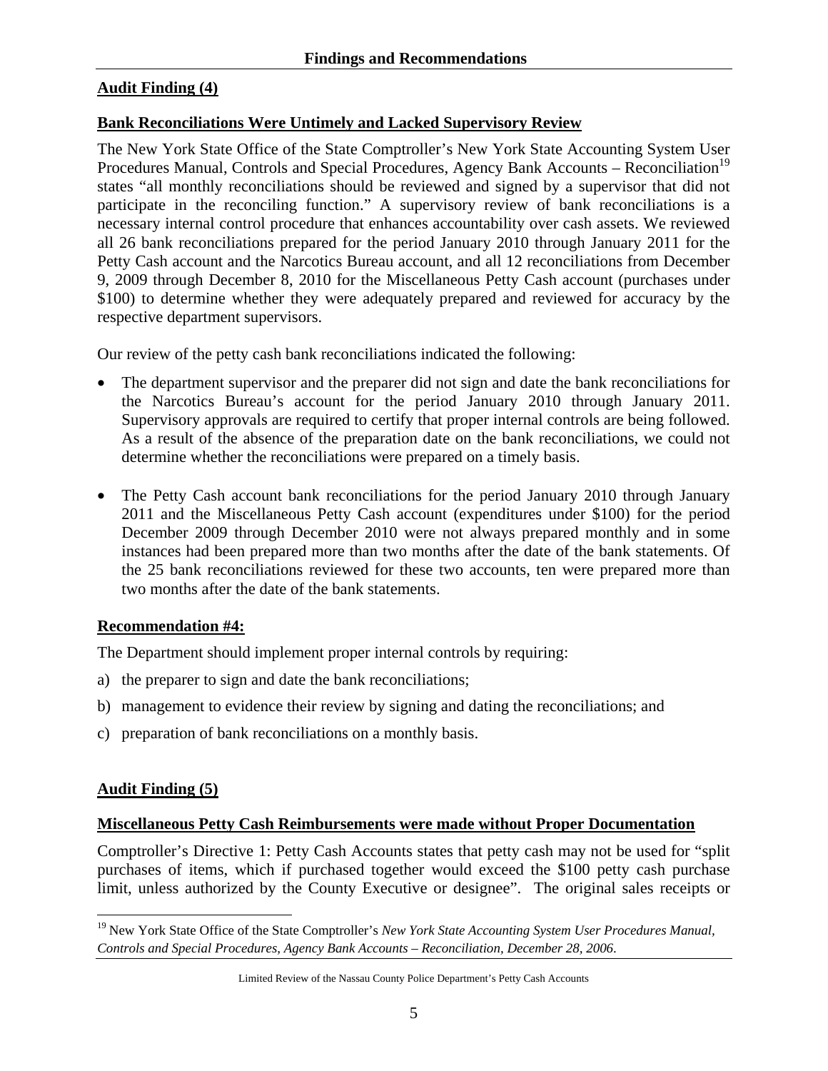**Findings and Recommendations**

**Audit Finding (4)**

**Bank Reconciliations Were Untimely and Lacked Supervisory Review**

The New York State Office of the State Comptroller's New York State Accounting System User Procedures Manual, Controls and Special Procedures, Agency Bank Accounts – Reconciliation[19] states "all monthly reconciliations should be reviewed and signed by a supervisor that did not participate in the reconciling function." A supervisory review of bank reconciliations is a necessary internal control procedure that enhances accountability over cash assets. We reviewed all 26 bank reconciliations prepared for the period January 2010 through January 2011 for the Petty Cash account and the Narcotics Bureau account, and all 12 reconciliations from December 9, 2009 through December 8, 2010 for the Miscellaneous Petty Cash account (purchases under $100) to determine whether they were adequately prepared and reviewed for accuracy by the respective department supervisors.

Our review of the petty cash bank reconciliations indicated the following:

- The department supervisor and the preparer did not sign and date the bank reconciliations for the Narcotics Bureau's account for the period January 2010 through January 2011. Supervisory approvals are required to certify that proper internal controls are being followed. As a result of the absence of the preparation date on the bank reconciliations, we could not determine whether the reconciliations were prepared on a timely basis.

- The Petty Cash account bank reconciliations for the period January 2010 through January 2011 and the Miscellaneous Petty Cash account (expenditures under $100) for the period December 2009 through December 2010 were not always prepared monthly and in some instances had been prepared more than two months after the date of the bank statements. Of the 25 bank reconciliations reviewed for these two accounts, ten were prepared more than two months after the date of the bank statements.

**Recommendation #4:**

The Department should implement proper internal controls by requiring:

a) the preparer to sign and date the bank reconciliations;

b) management to evidence their review by signing and dating the reconciliations; and

c) preparation of bank reconciliations on a monthly basis.

**Audit Finding (5)**

**Miscellaneous Petty Cash Reimbursements were made without Proper Documentation**

Comptroller's Directive 1: Petty Cash Accounts states that petty cash may not be used for "split purchases of items, which if purchased together would exceed the $100 petty cash purchase limit, unless authorized by the County Executive or designee". The original sales receipts or

[19] New York State Office of the State Comptroller's *New York State Accounting System User Procedures Manual, Controls and Special Procedures, Agency Bank Accounts – Reconciliation, December 28, 2006*.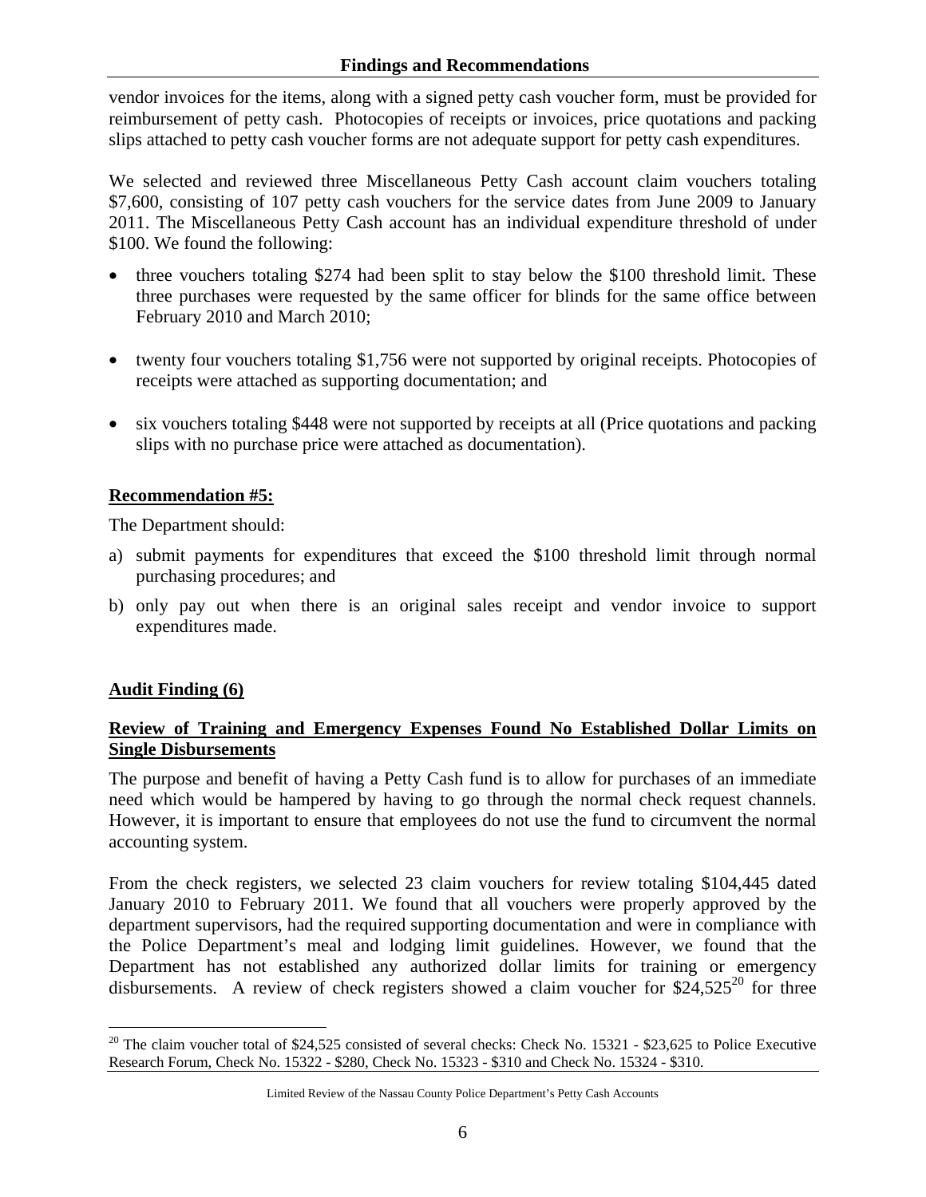vendor invoices for the items, along with a signed petty cash voucher form, must be provided for reimbursement of petty cash. Photocopies of receipts or invoices, price quotations and packing slips attached to petty cash voucher forms are not adequate support for petty cash expenditures.

We selected and reviewed three Miscellaneous Petty Cash account claim vouchers totaling $7,600, consisting of 107 petty cash vouchers for the service dates from June 2009 to January 2011. The Miscellaneous Petty Cash account has an individual expenditure threshold of under $100. We found the following:

- three vouchers totaling $274 had been split to stay below the $100 threshold limit. These three purchases were requested by the same officer for blinds for the same office between February 2010 and March 2010;
- twenty four vouchers totaling $1,756 were not supported by original receipts. Photocopies of receipts were attached as supporting documentation; and
- six vouchers totaling $448 were not supported by receipts at all (Price quotations and packing slips with no purchase price were attached as documentation).

**Recommendation #5:**

The Department should:

a) submit payments for expenditures that exceed the $100 threshold limit through normal purchasing procedures; and

b) only pay out when there is an original sales receipt and vendor invoice to support expenditures made.

**Audit Finding (6)**

**Review of Training and Emergency Expenses Found No Established Dollar Limits on Single Disbursements**

The purpose and benefit of having a Petty Cash fund is to allow for purchases of an immediate need which would be hampered by having to go through the normal check request channels. However, it is important to ensure that employees do not use the fund to circumvent the normal accounting system.

From the check registers, we selected 23 claim vouchers for review totaling $104,445 dated January 2010 to February 2011. We found that all vouchers were properly approved by the department supervisors, had the required supporting documentation and were in compliance with the Police Department's meal and lodging limit guidelines. However, we found that the Department has not established any authorized dollar limits for training or emergency disbursements. A review of check registers showed a claim voucher for $24,525[20] for three

[20] The claim voucher total of $24,525 consisted of several checks: Check No. 15321 - $23,625 to Police Executive Research Forum, Check No. 15322 - $280, Check No. 15323 - $310 and Check No. 15324 - $310.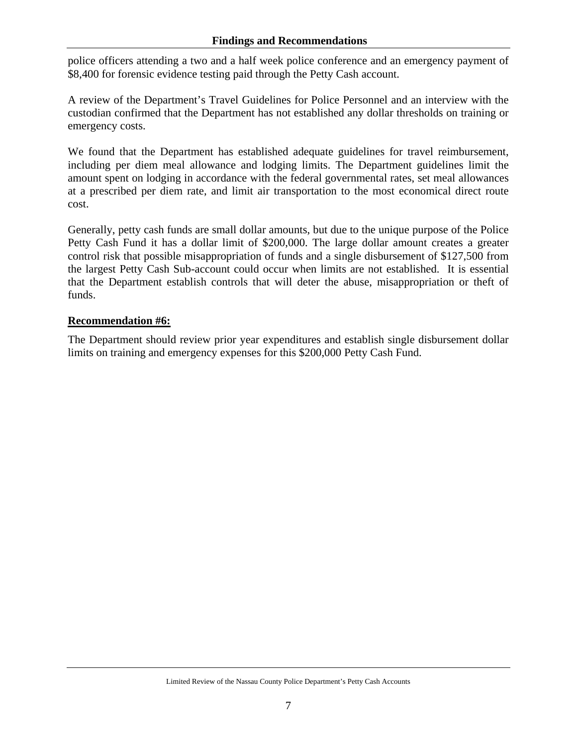police officers attending a two and a half week police conference and an emergency payment of $8,400 for forensic evidence testing paid through the Petty Cash account.

A review of the Department's Travel Guidelines for Police Personnel and an interview with the custodian confirmed that the Department has not established any dollar thresholds on training or emergency costs.

We found that the Department has established adequate guidelines for travel reimbursement, including per diem meal allowance and lodging limits. The Department guidelines limit the amount spent on lodging in accordance with the federal governmental rates, set meal allowances at a prescribed per diem rate, and limit air transportation to the most economical direct route cost.

Generally, petty cash funds are small dollar amounts, but due to the unique purpose of the Police Petty Cash Fund it has a dollar limit of $200,000. The large dollar amount creates a greater control risk that possible misappropriation of funds and a single disbursement of $127,500 from the largest Petty Cash Sub-account could occur when limits are not established. It is essential that the Department establish controls that will deter the abuse, misappropriation or theft of funds.

**Recommendation #6:**

The Department should review prior year expenditures and establish single disbursement dollar limits on training and emergency expenses for this $200,000 Petty Cash Fund.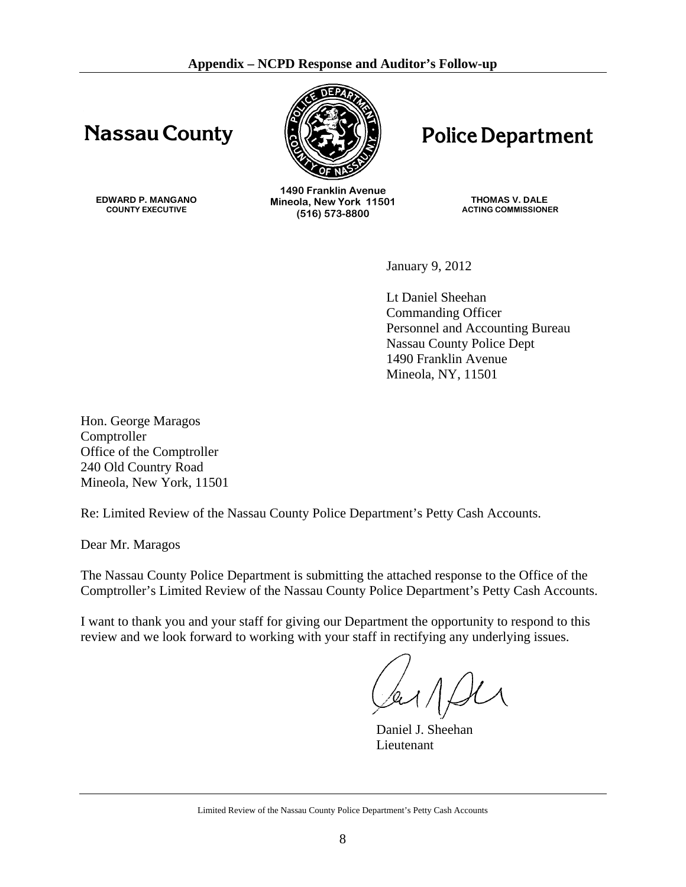## Appendix – NCPD Response and Auditor's Follow-up

**Nassau County** **Police Department**

**EDWARD P. MANGANO**
**COUNTY EXECUTIVE**

**1490 Franklin Avenue**
**Mineola, New York 11501**
**(516) 573-8800**

**THOMAS V. DALE**
**ACTING COMMISSIONER**

January 9, 2012

Lt Daniel Sheehan
Commanding Officer
Personnel and Accounting Bureau
Nassau County Police Dept
1490 Franklin Avenue
Mineola, NY, 11501

Hon. George Maragos
Comptroller
Office of the Comptroller
240 Old Country Road
Mineola, New York, 11501

Re: Limited Review of the Nassau County Police Department's Petty Cash Accounts.

Dear Mr. Maragos

The Nassau County Police Department is submitting the attached response to the Office of the Comptroller's Limited Review of the Nassau County Police Department's Petty Cash Accounts.

I want to thank you and your staff for giving our Department the opportunity to respond to this review and we look forward to working with your staff in rectifying any underlying issues.

Daniel J. Sheehan
Lieutenant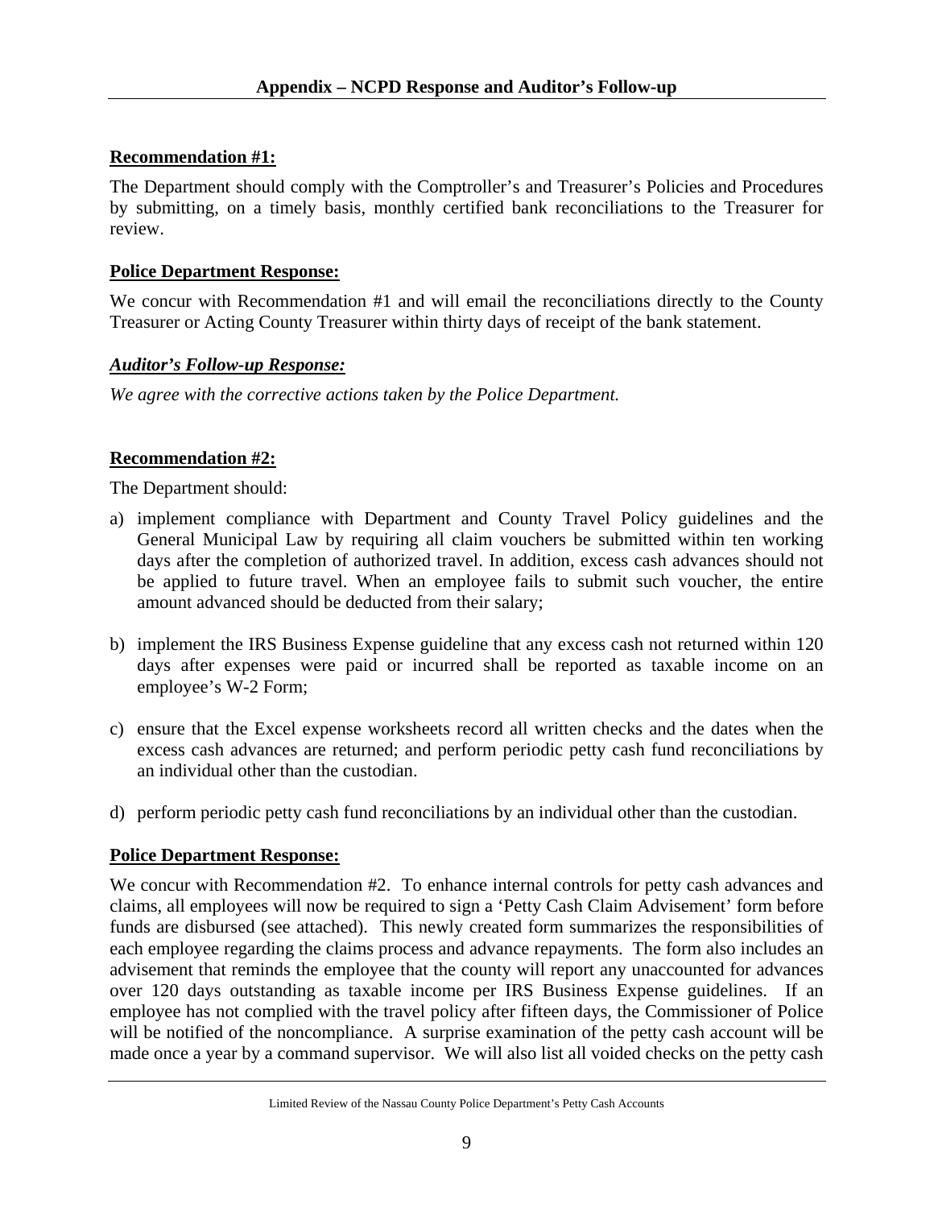## Appendix – NCPD Response and Auditor's Follow-up

**Recommendation #1:**

The Department should comply with the Comptroller's and Treasurer's Policies and Procedures by submitting, on a timely basis, monthly certified bank reconciliations to the Treasurer for review.

**Police Department Response:**

We concur with Recommendation #1 and will email the reconciliations directly to the County Treasurer or Acting County Treasurer within thirty days of receipt of the bank statement.

***Auditor's Follow-up Response:***

*We agree with the corrective actions taken by the Police Department.*

**Recommendation #2:**

The Department should:

a) implement compliance with Department and County Travel Policy guidelines and the General Municipal Law by requiring all claim vouchers be submitted within ten working days after the completion of authorized travel. In addition, excess cash advances should not be applied to future travel. When an employee fails to submit such voucher, the entire amount advanced should be deducted from their salary;

b) implement the IRS Business Expense guideline that any excess cash not returned within 120 days after expenses were paid or incurred shall be reported as taxable income on an employee's W-2 Form;

c) ensure that the Excel expense worksheets record all written checks and the dates when the excess cash advances are returned; and perform periodic petty cash fund reconciliations by an individual other than the custodian.

d) perform periodic petty cash fund reconciliations by an individual other than the custodian.

**Police Department Response:**

We concur with Recommendation #2. To enhance internal controls for petty cash advances and claims, all employees will now be required to sign a 'Petty Cash Claim Advisement' form before funds are disbursed (see attached). This newly created form summarizes the responsibilities of each employee regarding the claims process and advance repayments. The form also includes an advisement that reminds the employee that the county will report any unaccounted for advances over 120 days outstanding as taxable income per IRS Business Expense guidelines. If an employee has not complied with the travel policy after fifteen days, the Commissioner of Police will be notified of the noncompliance. A surprise examination of the petty cash account will be made once a year by a command supervisor. We will also list all voided checks on the petty cash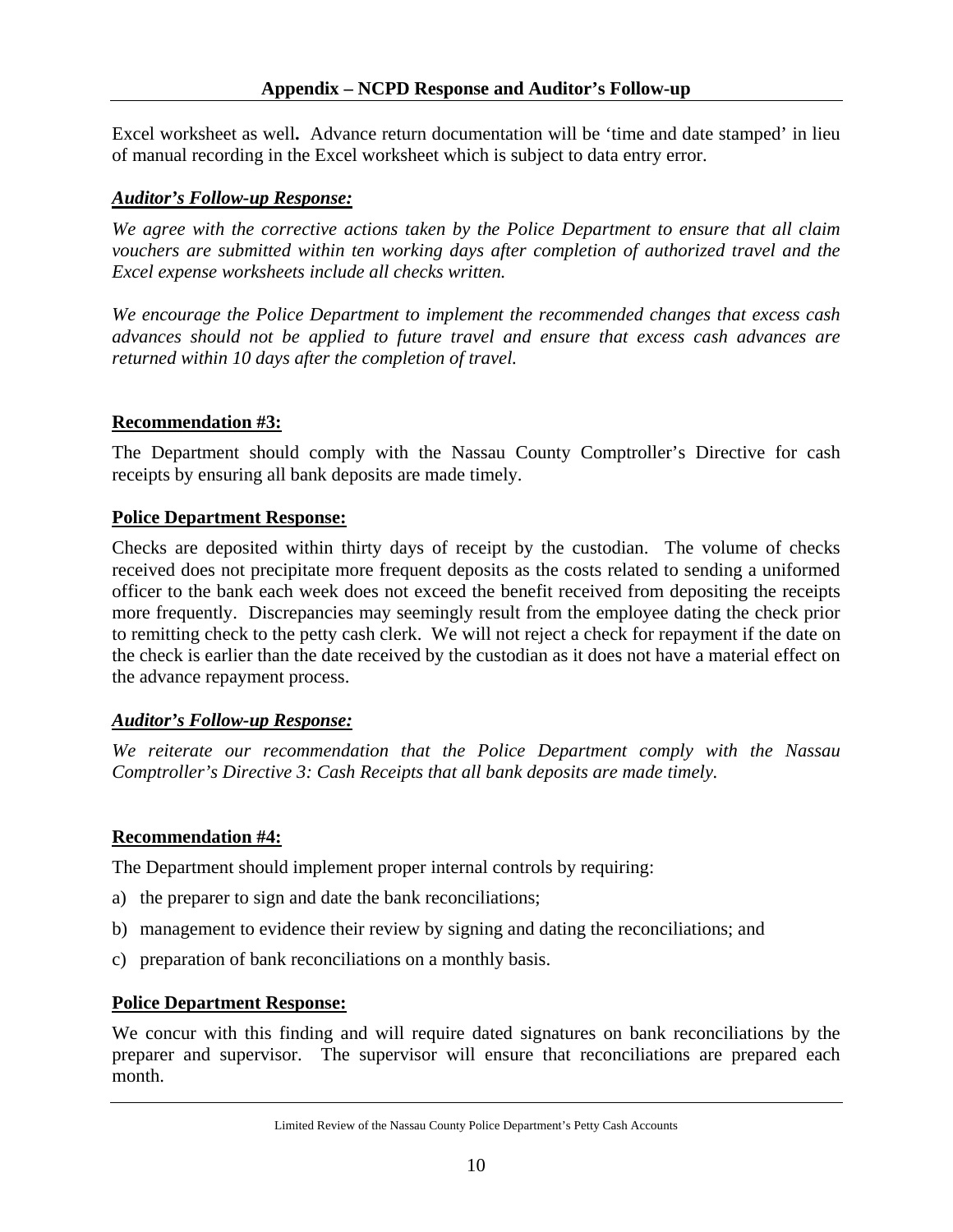Excel worksheet as well**.** Advance return documentation will be 'time and date stamped' in lieu of manual recording in the Excel worksheet which is subject to data entry error.

***Auditor's Follow-up Response:***

*We agree with the corrective actions taken by the Police Department to ensure that all claim vouchers are submitted within ten working days after completion of authorized travel and the Excel expense worksheets include all checks written.*

*We encourage the Police Department to implement the recommended changes that excess cash advances should not be applied to future travel and ensure that excess cash advances are returned within 10 days after the completion of travel.*

**Recommendation #3:**

The Department should comply with the Nassau County Comptroller's Directive for cash receipts by ensuring all bank deposits are made timely.

**Police Department Response:**

Checks are deposited within thirty days of receipt by the custodian. The volume of checks received does not precipitate more frequent deposits as the costs related to sending a uniformed officer to the bank each week does not exceed the benefit received from depositing the receipts more frequently. Discrepancies may seemingly result from the employee dating the check prior to remitting check to the petty cash clerk. We will not reject a check for repayment if the date on the check is earlier than the date received by the custodian as it does not have a material effect on the advance repayment process.

***Auditor's Follow-up Response:***

*We reiterate our recommendation that the Police Department comply with the Nassau Comptroller's Directive 3: Cash Receipts that all bank deposits are made timely.*

**Recommendation #4:**

The Department should implement proper internal controls by requiring:

a) the preparer to sign and date the bank reconciliations;

b) management to evidence their review by signing and dating the reconciliations; and

c) preparation of bank reconciliations on a monthly basis.

**Police Department Response:**

We concur with this finding and will require dated signatures on bank reconciliations by the preparer and supervisor. The supervisor will ensure that reconciliations are prepared each month.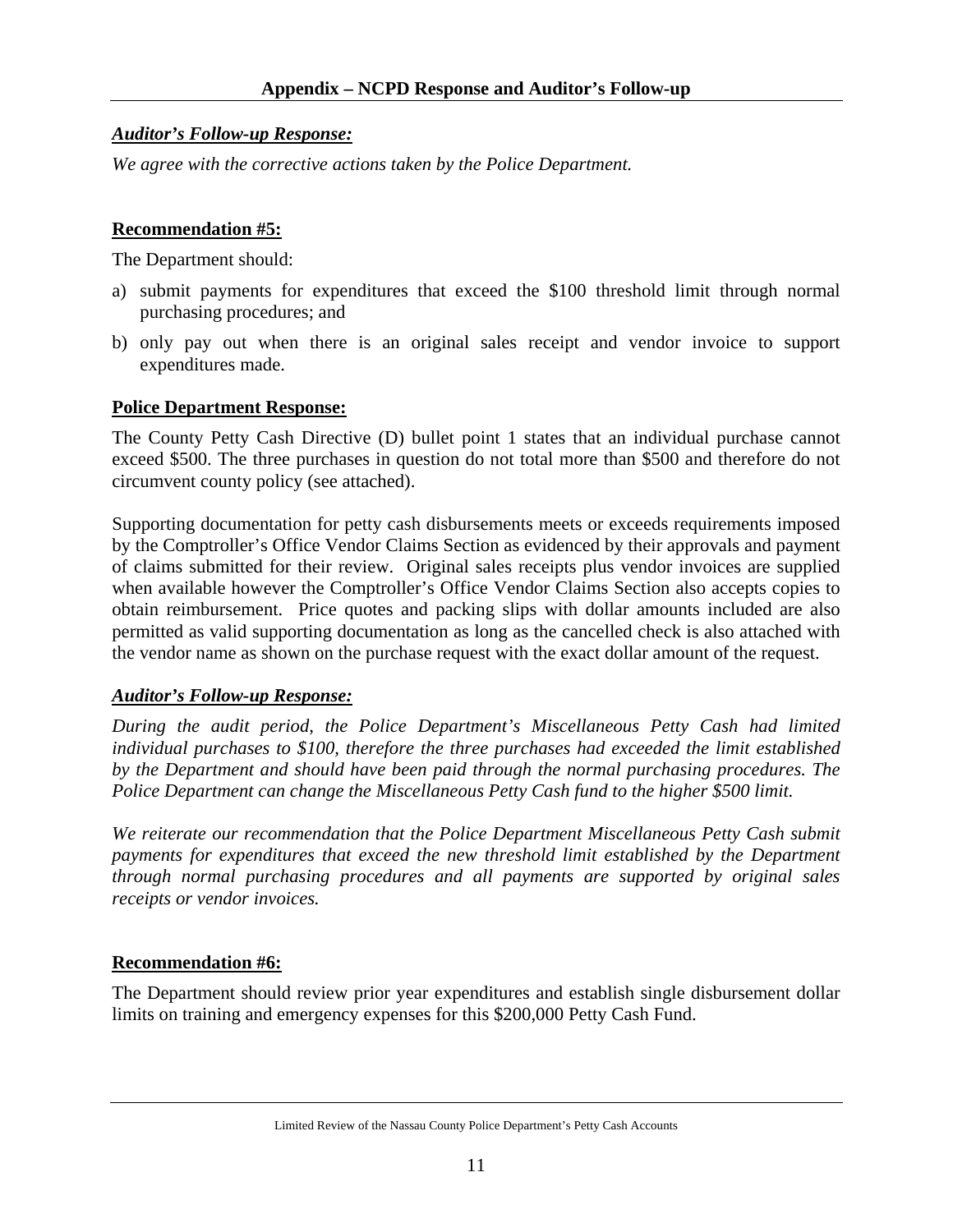## Appendix – NCPD Response and Auditor's Follow-up

***Auditor's Follow-up Response:***

*We agree with the corrective actions taken by the Police Department.*

**Recommendation #5:**

The Department should:

a) submit payments for expenditures that exceed the $100 threshold limit through normal purchasing procedures; and

b) only pay out when there is an original sales receipt and vendor invoice to support expenditures made.

**Police Department Response:**

The County Petty Cash Directive (D) bullet point 1 states that an individual purchase cannot exceed $500. The three purchases in question do not total more than $500 and therefore do not circumvent county policy (see attached).

Supporting documentation for petty cash disbursements meets or exceeds requirements imposed by the Comptroller's Office Vendor Claims Section as evidenced by their approvals and payment of claims submitted for their review. Original sales receipts plus vendor invoices are supplied when available however the Comptroller's Office Vendor Claims Section also accepts copies to obtain reimbursement. Price quotes and packing slips with dollar amounts included are also permitted as valid supporting documentation as long as the cancelled check is also attached with the vendor name as shown on the purchase request with the exact dollar amount of the request.

***Auditor's Follow-up Response:***

*During the audit period, the Police Department's Miscellaneous Petty Cash had limited individual purchases to $100, therefore the three purchases had exceeded the limit established by the Department and should have been paid through the normal purchasing procedures. The Police Department can change the Miscellaneous Petty Cash fund to the higher $500 limit.*

*We reiterate our recommendation that the Police Department Miscellaneous Petty Cash submit payments for expenditures that exceed the new threshold limit established by the Department through normal purchasing procedures and all payments are supported by original sales receipts or vendor invoices.*

**Recommendation #6:**

The Department should review prior year expenditures and establish single disbursement dollar limits on training and emergency expenses for this $200,000 Petty Cash Fund.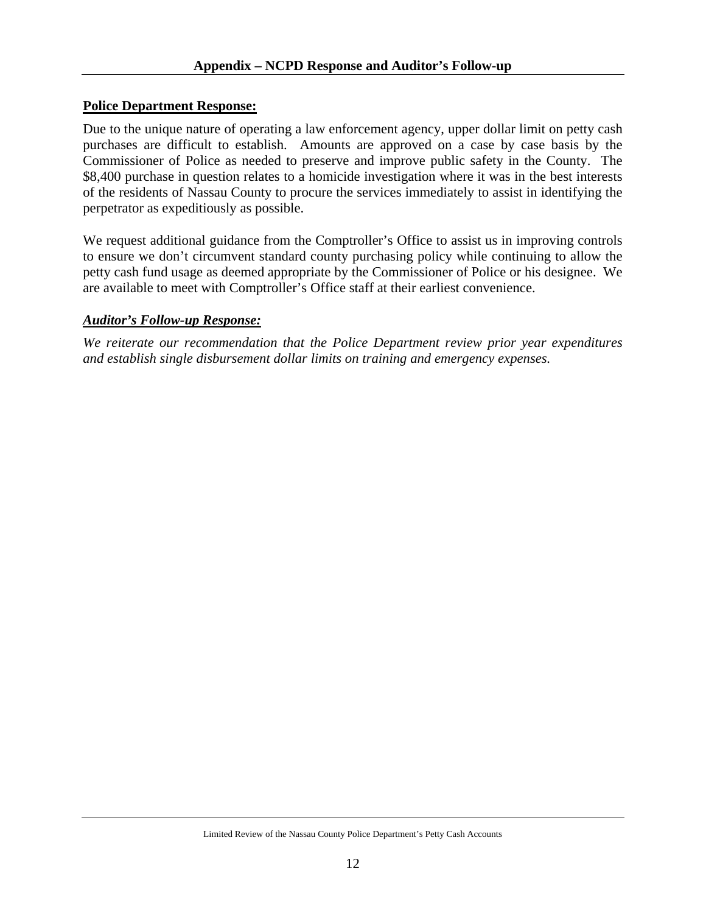## Appendix – NCPD Response and Auditor's Follow-up

**Police Department Response:**

Due to the unique nature of operating a law enforcement agency, upper dollar limit on petty cash purchases are difficult to establish. Amounts are approved on a case by case basis by the Commissioner of Police as needed to preserve and improve public safety in the County. The $8,400 purchase in question relates to a homicide investigation where it was in the best interests of the residents of Nassau County to procure the services immediately to assist in identifying the perpetrator as expeditiously as possible.

We request additional guidance from the Comptroller's Office to assist us in improving controls to ensure we don't circumvent standard county purchasing policy while continuing to allow the petty cash fund usage as deemed appropriate by the Commissioner of Police or his designee. We are available to meet with Comptroller's Office staff at their earliest convenience.

***Auditor's Follow-up Response:***

*We reiterate our recommendation that the Police Department review prior year expenditures and establish single disbursement dollar limits on training and emergency expenses.*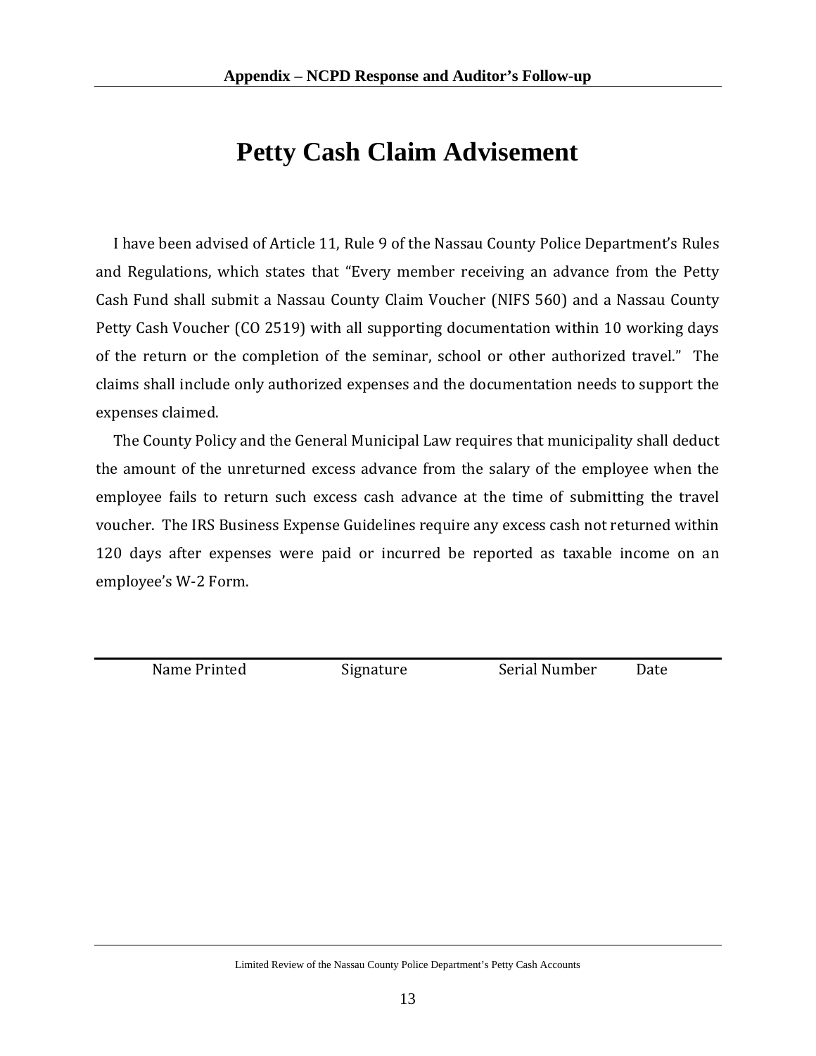# Petty Cash Claim Advisement

I have been advised of Article 11, Rule 9 of the Nassau County Police Department's Rules and Regulations, which states that "Every member receiving an advance from the Petty Cash Fund shall submit a Nassau County Claim Voucher (NIFS 560) and a Nassau County Petty Cash Voucher (CO 2519) with all supporting documentation within 10 working days of the return or the completion of the seminar, school or other authorized travel." The claims shall include only authorized expenses and the documentation needs to support the expenses claimed.

The County Policy and the General Municipal Law requires that municipality shall deduct the amount of the unreturned excess advance from the salary of the employee when the employee fails to return such excess cash advance at the time of submitting the travel voucher. The IRS Business Expense Guidelines require any excess cash not returned within 120 days after expenses were paid or incurred be reported as taxable income on an employee's W-2 Form.

---

Name Printed    Signature    Serial Number    Date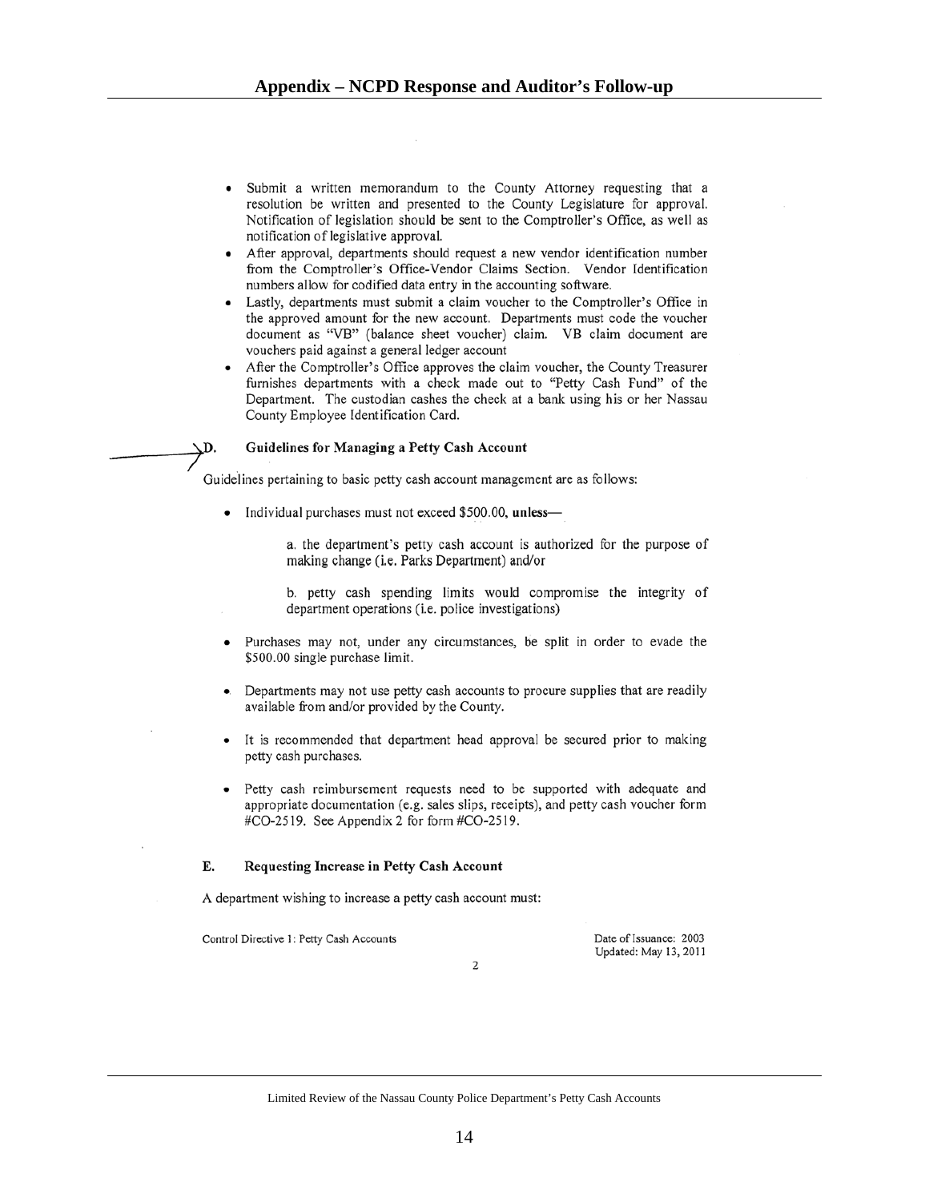- Submit a written memorandum to the County Attorney requesting that a resolution be written and presented to the County Legislature for approval. Notification of legislation should be sent to the Comptroller's Office, as well as notification of legislative approval.
- After approval, departments should request a new vendor identification number from the Comptroller's Office-Vendor Claims Section. Vendor Identification numbers allow for codified data entry in the accounting software.
- Lastly, departments must submit a claim voucher to the Comptroller's Office in the approved amount for the new account. Departments must code the voucher document as "VB" (balance sheet voucher) claim. VB claim document are vouchers paid against a general ledger account
- After the Comptroller's Office approves the claim voucher, the County Treasurer furnishes departments with a check made out to "Petty Cash Fund" of the Department. The custodian cashes the check at a bank using his or her Nassau County Employee Identification Card.

### D. Guidelines for Managing a Petty Cash Account

Guidelines pertaining to basic petty cash account management are as follows:

- Individual purchases must not exceed $500.00, **unless—**

  a. the department's petty cash account is authorized for the purpose of making change (i.e. Parks Department) and/or

  b. petty cash spending limits would compromise the integrity of department operations (i.e. police investigations)

- Purchases may not, under any circumstances, be split in order to evade the $500.00 single purchase limit.
- Departments may not use petty cash accounts to procure supplies that are readily available from and/or provided by the County.
- It is recommended that department head approval be secured prior to making petty cash purchases.
- Petty cash reimbursement requests need to be supported with adequate and appropriate documentation (e.g. sales slips, receipts), and petty cash voucher form #CO-2519. See Appendix 2 for form #CO-2519.

### E. Requesting Increase in Petty Cash Account

A department wishing to increase a petty cash account must:

Control Directive 1: Petty Cash Accounts

Date of Issuance: 2003
Updated: May 13, 2011